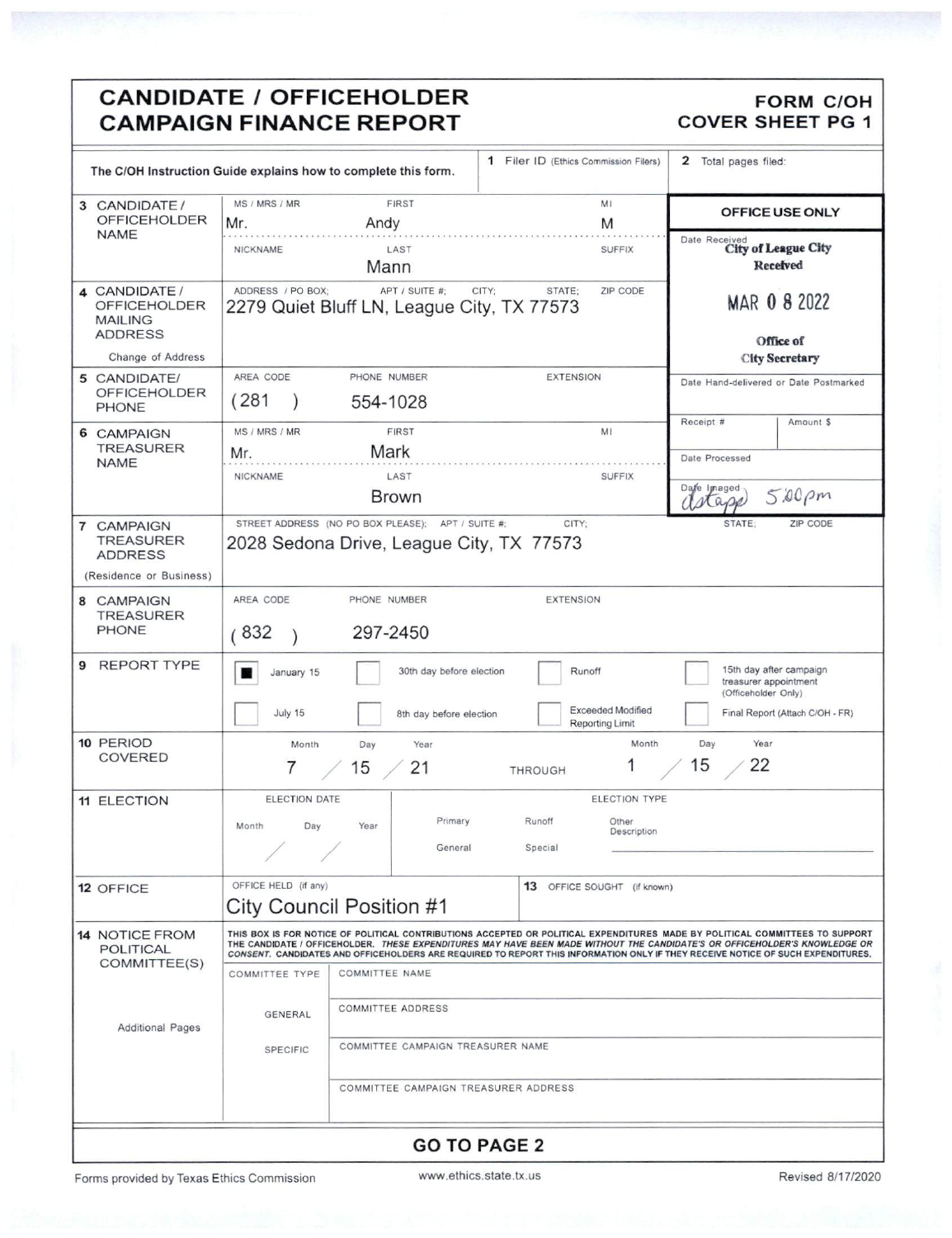# CANDIDATE / OFFICEHOLDER CAMPAIGN FINANCE REPORT

**FORM C/OH COVER SHEET PG 1**

The C/OH Instruction Guide explains how to complete this form.

**1** Filer ID (Ethics Commission Filers):

**2** Total pages filed:

| Field | Details |
|---|---|
| **3 CANDIDATE / OFFICEHOLDER NAME** | MS / MRS / MR: Mr. — FIRST: Andy — MI: M<br>NICKNAME: — LAST: Mann — SUFFIX: |
| **4 CANDIDATE / OFFICEHOLDER MAILING ADDRESS** (Change of Address) | ADDRESS / PO BOX; APT / SUITE #; CITY; STATE; ZIP CODE<br>2279 Quiet Bluff LN, League City, TX 77573 |
| **5 CANDIDATE/ OFFICEHOLDER PHONE** | AREA CODE: (281) — PHONE NUMBER: 554-1028 — EXTENSION: |
| **6 CAMPAIGN TREASURER NAME** | MS / MRS / MR: Mr. — FIRST: Mark — MI:<br>NICKNAME: — LAST: Brown — SUFFIX: |
| **7 CAMPAIGN TREASURER ADDRESS** (Residence or Business) | STREET ADDRESS (NO PO BOX PLEASE); APT / SUITE #; CITY; STATE; ZIP CODE<br>2028 Sedona Drive, League City, TX 77573 |
| **8 CAMPAIGN TREASURER PHONE** | AREA CODE: (832) — PHONE NUMBER: 297-2450 — EXTENSION: |

**OFFICE USE ONLY**

Date Received: City of League City Received MAR 0 8 2022 Office of City Secretary

Date Hand-delivered or Date Postmarked:

Receipt #: — Amount $:

Date Processed:

Date Imaged: dstapp 5:00pm

**9 REPORT TYPE**

- [x] January 15
- [ ] July 15
- [ ] 30th day before election
- [ ] 8th day before election
- [ ] Runoff
- [ ] Exceeded Modified Reporting Limit
- [ ] 15th day after campaign treasurer appointment (Officeholder Only)
- [ ] Final Report (Attach C/OH - FR)

**10 PERIOD COVERED**

| Month | Day | Year | | Month | Day | Year |
|---|---|---|---|---|---|---|
| 7 | 15 | 21 | THROUGH | 1 | 15 | 22 |

**11 ELECTION**

ELECTION DATE: Month / Day / Year

ELECTION TYPE: Primary — Runoff — Other Description — General — Special

**12 OFFICE**

OFFICE HELD (if any): City Council Position #1

**13** OFFICE SOUGHT (if known):

**14 NOTICE FROM POLITICAL COMMITTEE(S)**

THIS BOX IS FOR NOTICE OF POLITICAL CONTRIBUTIONS ACCEPTED OR POLITICAL EXPENDITURES MADE BY POLITICAL COMMITTEES TO SUPPORT THE CANDIDATE / OFFICEHOLDER. *THESE EXPENDITURES MAY HAVE BEEN MADE WITHOUT THE CANDIDATE'S OR OFFICEHOLDER'S KNOWLEDGE OR CONSENT.* CANDIDATES AND OFFICEHOLDERS ARE REQUIRED TO REPORT THIS INFORMATION ONLY IF THEY RECEIVE NOTICE OF SUCH EXPENDITURES.

Additional Pages

| COMMITTEE TYPE | |
|---|---|
| | COMMITTEE NAME |
| GENERAL | COMMITTEE ADDRESS |
| SPECIFIC | COMMITTEE CAMPAIGN TREASURER NAME |
| | COMMITTEE CAMPAIGN TREASURER ADDRESS |

**GO TO PAGE 2**

Forms provided by Texas Ethics Commission — www.ethics.state.tx.us — Revised 8/17/2020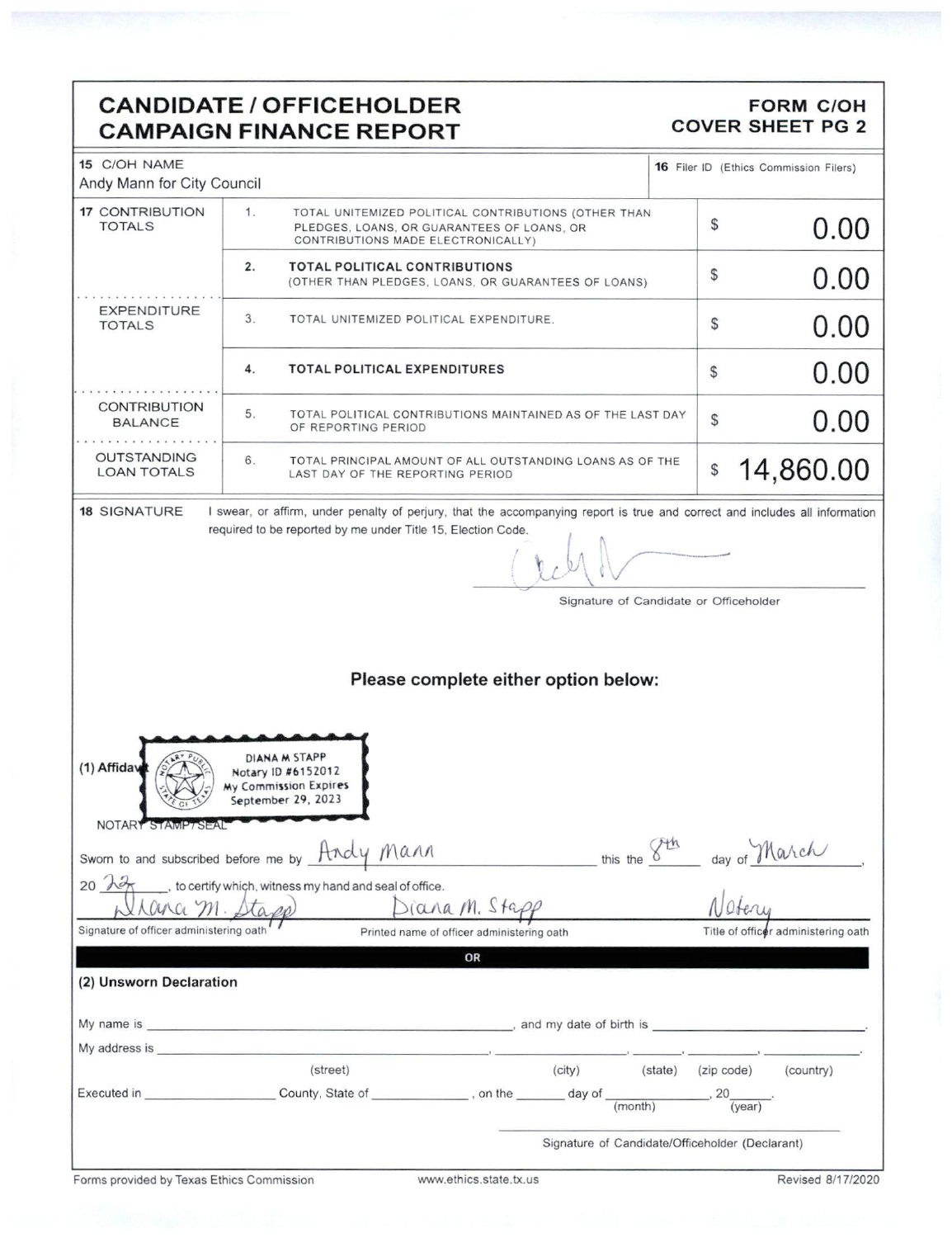# CANDIDATE / OFFICEHOLDER CAMPAIGN FINANCE REPORT

**FORM C/OH COVER SHEET PG 2**

| 15 C/OH NAME | 16 Filer ID (Ethics Commission Filers) |
|---|---|
| Andy Mann for City Council | |

| | | | |
|---|---|---|---|
| 17 CONTRIBUTION TOTALS | 1. | TOTAL UNITEMIZED POLITICAL CONTRIBUTIONS (OTHER THAN PLEDGES, LOANS, OR GUARANTEES OF LOANS, OR CONTRIBUTIONS MADE ELECTRONICALLY) | $ 0.00 |
| | 2. | **TOTAL POLITICAL CONTRIBUTIONS** (OTHER THAN PLEDGES, LOANS, OR GUARANTEES OF LOANS) | $ 0.00 |
| EXPENDITURE TOTALS | 3. | TOTAL UNITEMIZED POLITICAL EXPENDITURE. | $ 0.00 |
| | 4. | **TOTAL POLITICAL EXPENDITURES** | $ 0.00 |
| CONTRIBUTION BALANCE | 5. | TOTAL POLITICAL CONTRIBUTIONS MAINTAINED AS OF THE LAST DAY OF REPORTING PERIOD | $ 0.00 |
| OUTSTANDING LOAN TOTALS | 6. | TOTAL PRINCIPAL AMOUNT OF ALL OUTSTANDING LOANS AS OF THE LAST DAY OF THE REPORTING PERIOD | $ 14,860.00 |

**18 SIGNATURE** I swear, or affirm, under penalty of perjury, that the accompanying report is true and correct and includes all information required to be reported by me under Title 15, Election Code.

_______________________________
Signature of Candidate or Officeholder

## Please complete either option below:

**(1) Affidavit**

NOTARY STAMP/SEAL

DIANA M STAPP
Notary ID #6152012
My Commission Expires
September 29, 2023

Sworn to and subscribed before me by Andy Mann this the 8th day of March, 20 22, to certify which, witness my hand and seal of office.

| Diana M. Stapp | Diana M. Stapp | Notary |
|---|---|---|
| Signature of officer administering oath | Printed name of officer administering oath | Title of officer administering oath |

**OR**

**(2) Unsworn Declaration**

My name is ______________________, and my date of birth is ______________________.

My address is ______________ (street), ______________ (city), ______ (state), ______ (zip code), ______ (country).

Executed in ______________ County, State of ______________, on the ______ day of ______________ (month), 20______ (year).

_______________________________
Signature of Candidate/Officeholder (Declarant)

Forms provided by Texas Ethics Commission | www.ethics.state.tx.us | Revised 8/17/2020